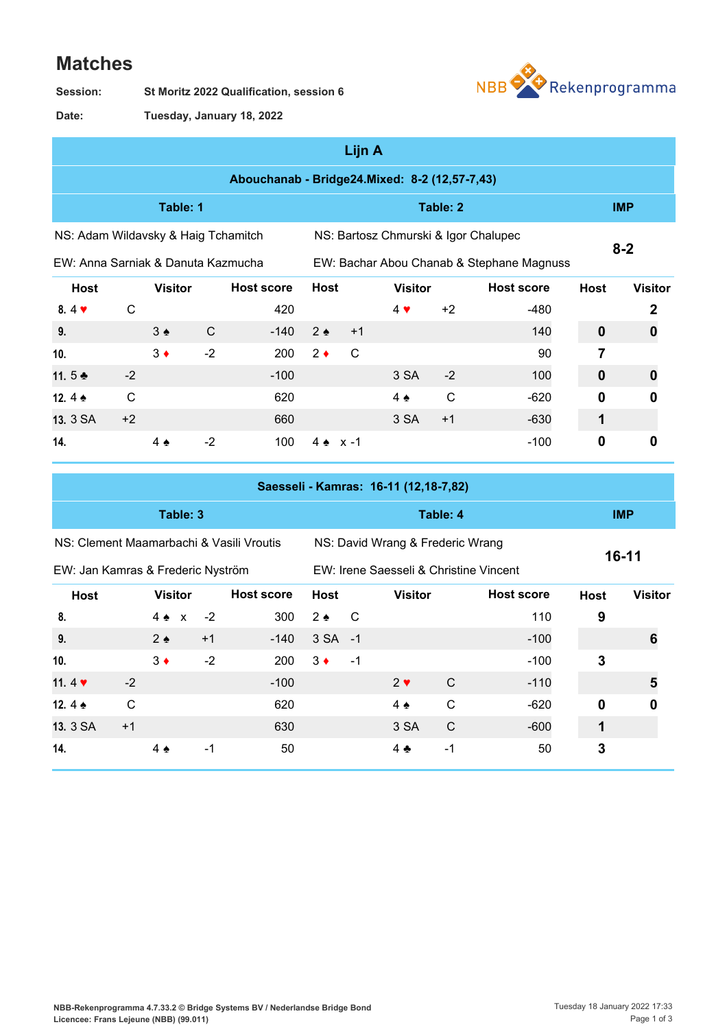# Matches

**Session:** St Moritz 2022 Qualification, session 6

**Date:** Tuesday, January 18, 2022

## Lijn A

### Abouchanab - Bridge24.Mixed: 8-2 (12,57-7,43)

| Table: 1 | | | | Table: 2 | | | | IMP | |
|---|---|---|---|---|---|---|---|---|---|
| NS: Adam Wildavsky & Haig Tchamitch | | | | NS: Bartosz Chmurski & Igor Chalupec | | | | 8-2 | |
| EW: Anna Sarniak & Danuta Kazmucha | | | | EW: Bachar Abou Chanab & Stephane Magnuss | | | | | |
| **Host** | | **Visitor** | **Host score** | **Host** | | **Visitor** | **Host score** | **Host** | **Visitor** |
| 8. 4 ♥ | C | | 420 | | | 4 ♥ +2 | -480 | | 2 |
| 9. | | 3 ♠ C | -140 | 2 ♠ | +1 | | 140 | 0 | 0 |
| 10. | | 3 ♦ -2 | 200 | 2 ♦ | C | | 90 | 7 | |
| 11. 5 ♣ | -2 | | -100 | | | 3 SA -2 | 100 | 0 | 0 |
| 12. 4 ♠ | C | | 620 | | | 4 ♠ C | -620 | 0 | 0 |
| 13. 3 SA | +2 | | 660 | | | 3 SA +1 | -630 | 1 | |
| 14. | | 4 ♠ -2 | 100 | 4 ♠ | x -1 | | -100 | 0 | 0 |

### Saesseli - Kamras: 16-11 (12,18-7,82)

| Table: 3 | | | | Table: 4 | | | | IMP | |
|---|---|---|---|---|---|---|---|---|---|
| NS: Clement Maamarbachi & Vasili Vroutis | | | | NS: David Wrang & Frederic Wrang | | | | 16-11 | |
| EW: Jan Kamras & Frederic Nyström | | | | EW: Irene Saesseli & Christine Vincent | | | | | |
| **Host** | | **Visitor** | **Host score** | **Host** | | **Visitor** | **Host score** | **Host** | **Visitor** |
| 8. | | 4 ♠ x -2 | 300 | 2 ♠ | C | | 110 | 9 | |
| 9. | | 2 ♠ +1 | -140 | 3 SA | -1 | | -100 | | 6 |
| 10. | | 3 ♦ -2 | 200 | 3 ♦ | -1 | | -100 | 3 | |
| 11. 4 ♥ | -2 | | -100 | | | 2 ♥ C | -110 | | 5 |
| 12. 4 ♠ | C | | 620 | | | 4 ♠ C | -620 | 0 | 0 |
| 13. 3 SA | +1 | | 630 | | | 3 SA C | -600 | 1 | |
| 14. | | 4 ♠ -1 | 50 | | | 4 ♣ -1 | 50 | 3 | |

NBB-Rekenprogramma 4.7.33.2 © Bridge Systems BV / Nederlandse Bridge Bond
Licencee: Frans Lejeune (NBB) (99.011)

Tuesday 18 January 2022 17:33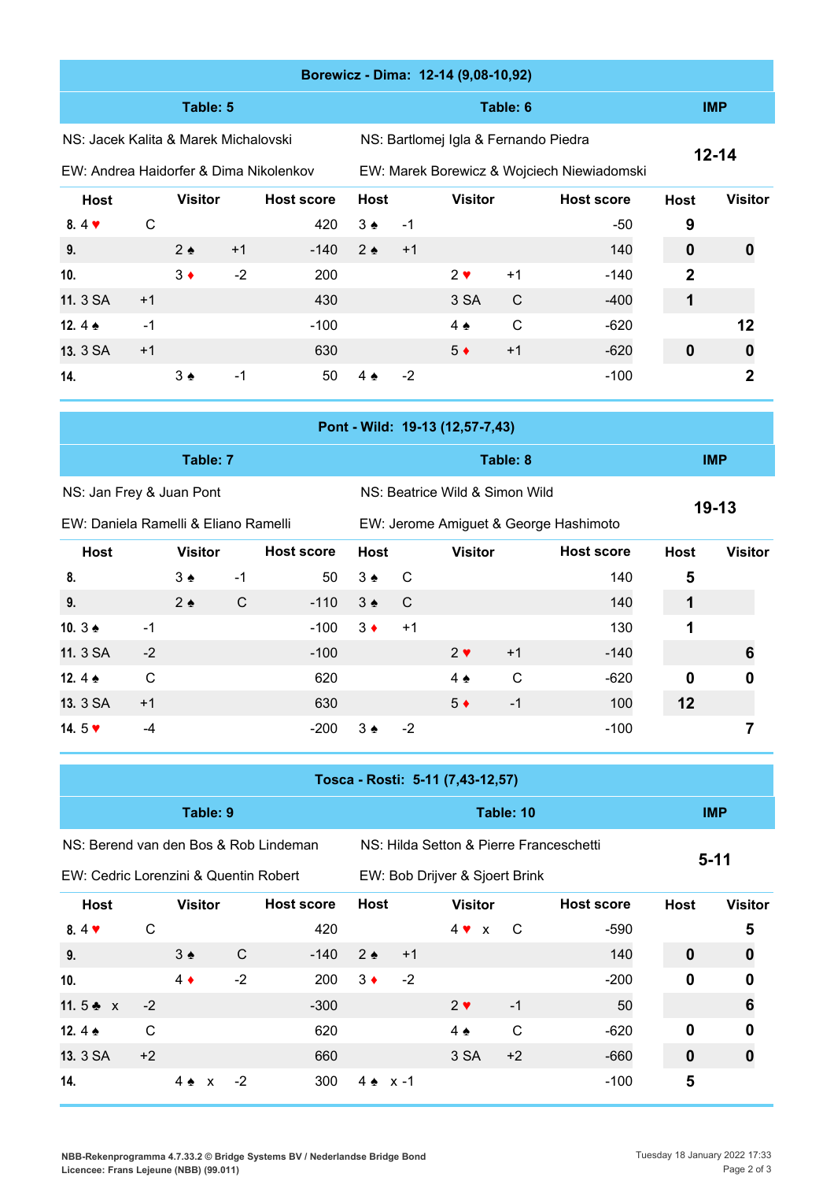## Borewicz - Dima: 12-14 (9,08-10,92)

| Table: 5 | Table: 6 | IMP |
|---|---|---|
| NS: Jacek Kalita & Marek Michalovski | NS: Bartlomej Igla & Fernando Piedra | 12-14 |
| EW: Andrea Haidorfer & Dima Nikolenkov | EW: Marek Borewicz & Wojciech Niewiadomski | |

| Board | Host | Visitor | Host score | Host | Visitor | Host score | Host | Visitor |
|---|---|---|---|---|---|---|---|---|
| 8. | 4 ♥ C | | 420 | 3 ♠ -1 | | -50 | 9 | |
| 9. | | 2 ♠ +1 | -140 | 2 ♠ +1 | | 140 | 0 | 0 |
| 10. | | 3 ♦ -2 | 200 | | 2 ♥ +1 | -140 | 2 | |
| 11. | 3 SA +1 | | 430 | | 3 SA C | -400 | 1 | |
| 12. | 4 ♠ -1 | | -100 | | 4 ♠ C | -620 | | 12 |
| 13. | 3 SA +1 | | 630 | | 5 ♦ +1 | -620 | 0 | 0 |
| 14. | | 3 ♠ -1 | 50 | 4 ♠ -2 | | -100 | | 2 |

## Pont - Wild: 19-13 (12,57-7,43)

| Table: 7 | Table: 8 | IMP |
|---|---|---|
| NS: Jan Frey & Juan Pont | NS: Beatrice Wild & Simon Wild | 19-13 |
| EW: Daniela Ramelli & Eliano Ramelli | EW: Jerome Amiguet & George Hashimoto | |

| Board | Host | Visitor | Host score | Host | Visitor | Host score | Host | Visitor |
|---|---|---|---|---|---|---|---|---|
| 8. | | 3 ♠ -1 | 50 | 3 ♠ C | | 140 | 5 | |
| 9. | | 2 ♠ C | -110 | 3 ♠ C | | 140 | 1 | |
| 10. | 3 ♠ -1 | | -100 | 3 ♦ +1 | | 130 | 1 | |
| 11. | 3 SA -2 | | -100 | | 2 ♥ +1 | -140 | | 6 |
| 12. | 4 ♠ C | | 620 | | 4 ♠ C | -620 | 0 | 0 |
| 13. | 3 SA +1 | | 630 | | 5 ♦ -1 | 100 | 12 | |
| 14. | 5 ♥ -4 | | -200 | 3 ♠ -2 | | -100 | | 7 |

## Tosca - Rosti: 5-11 (7,43-12,57)

| Table: 9 | Table: 10 | IMP |
|---|---|---|
| NS: Berend van den Bos & Rob Lindeman | NS: Hilda Setton & Pierre Franceschetti | 5-11 |
| EW: Cedric Lorenzini & Quentin Robert | EW: Bob Drijver & Sjoert Brink | |

| Board | Host | Visitor | Host score | Host | Visitor | Host score | Host | Visitor |
|---|---|---|---|---|---|---|---|---|
| 8. | 4 ♥ C | | 420 | | 4 ♥ x C | -590 | | 5 |
| 9. | | 3 ♠ C | -140 | 2 ♠ +1 | | 140 | 0 | 0 |
| 10. | | 4 ♦ -2 | 200 | 3 ♦ -2 | | -200 | 0 | 0 |
| 11. | 5 ♣ x -2 | | -300 | | 2 ♥ -1 | 50 | | 6 |
| 12. | 4 ♠ C | | 620 | | 4 ♠ C | -620 | 0 | 0 |
| 13. | 3 SA +2 | | 660 | | 3 SA +2 | -660 | 0 | 0 |
| 14. | | 4 ♠ x -2 | 300 | 4 ♠ x -1 | | -100 | 5 | |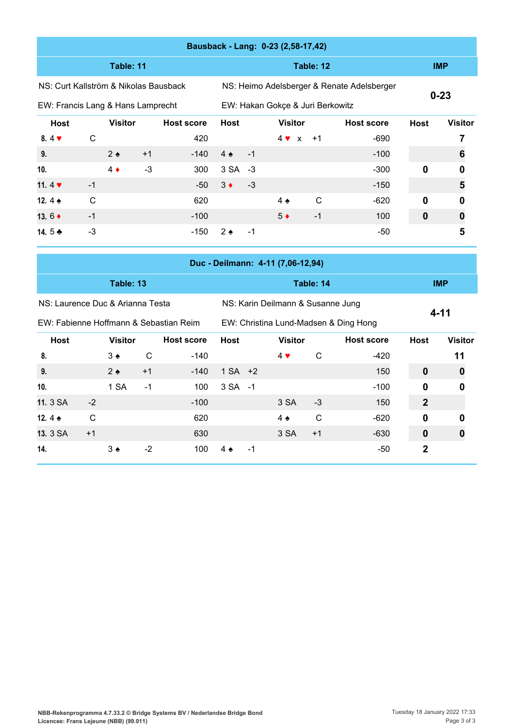| Bausback - Lang: 0-23 (2,58-17,42) | | | | | | | | | | | |
|---|---|---|---|---|---|---|---|---|---|---|---|
| **Table: 11** | | | | **Table: 12** | | | | | | **IMP** | |
| NS: Curt Kallström & Nikolas Bausback | | | | NS: Heimo Adelsberger & Renate Adelsberger | | | | | | **0-23** | |
| EW: Francis Lang & Hans Lamprecht | | | | EW: Hakan Gokçe & Juri Berkowitz | | | | | | | |
| **Host** | | **Visitor** | | **Host score** | **Host** | | **Visitor** | | **Host score** | **Host** | **Visitor** |
| **8.** 4 ♥ | C | | | 420 | | | 4 ♥ x | +1 | -690 | | **7** |
| **9.** | | 2 ♠ | +1 | -140 | 4 ♠ | -1 | | | -100 | | **6** |
| **10.** | | 4 ♦ | -3 | 300 | 3 SA | -3 | | | -300 | **0** | **0** |
| **11.** 4 ♥ | -1 | | | -50 | 3 ♦ | -3 | | | -150 | | **5** |
| **12.** 4 ♠ | C | | | 620 | | | 4 ♠ | C | -620 | **0** | **0** |
| **13.** 6 ♦ | -1 | | | -100 | | | 5 ♦ | -1 | 100 | **0** | **0** |
| **14.** 5 ♣ | -3 | | | -150 | 2 ♠ | -1 | | | -50 | | **5** |

| Duc - Deilmann: 4-11 (7,06-12,94) | | | | | | | | | | | |
|---|---|---|---|---|---|---|---|---|---|---|---|
| **Table: 13** | | | | **Table: 14** | | | | | | **IMP** | |
| NS: Laurence Duc & Arianna Testa | | | | NS: Karin Deilmann & Susanne Jung | | | | | | **4-11** | |
| EW: Fabienne Hoffmann & Sebastian Reim | | | | EW: Christina Lund-Madsen & Ding Hong | | | | | | | |
| **Host** | | **Visitor** | | **Host score** | **Host** | | **Visitor** | | **Host score** | **Host** | **Visitor** |
| **8.** | | 3 ♠ | C | -140 | | | 4 ♥ | C | -420 | | **11** |
| **9.** | | 2 ♠ | +1 | -140 | 1 SA | +2 | | | 150 | **0** | **0** |
| **10.** | | 1 SA | -1 | 100 | 3 SA | -1 | | | -100 | **0** | **0** |
| **11.** 3 SA | -2 | | | -100 | | | 3 SA | -3 | 150 | **2** | |
| **12.** 4 ♠ | C | | | 620 | | | 4 ♠ | C | -620 | **0** | **0** |
| **13.** 3 SA | +1 | | | 630 | | | 3 SA | +1 | -630 | **0** | **0** |
| **14.** | | 3 ♠ | -2 | 100 | 4 ♠ | -1 | | | -50 | **2** | |

NBB-Rekenprogramma 4.7.33.2 © Bridge Systems BV / Nederlandse Bridge Bond
Licencee: Frans Lejeune (NBB) (99.011)

Tuesday 18 January 2022 17:33